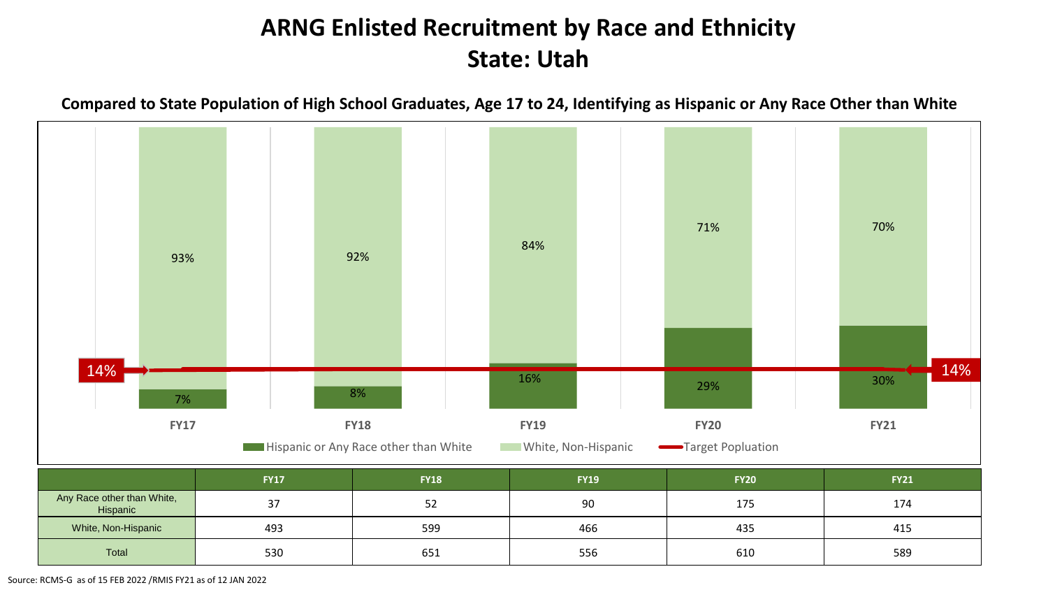# ARNG Enlisted Recruitment by Race and Ethnicity
# State: Utah

**Compared to State Population of High School Graduates, Age 17 to 24, Identifying as Hispanic or Any Race Other than White**

| | FY17 | FY18 | FY19 | FY20 | FY21 |
|---|---|---|---|---|---|
| White, Non-Hispanic (%) | 93% | 92% | 84% | 71% | 70% |
| Hispanic or Any Race other than White (%) | 7% | 8% | 16% | 29% | 30% |
| Target Popluation | 14% | | | | 14% |

| | FY17 | FY18 | FY19 | FY20 | FY21 |
|---|---|---|---|---|---|
| Any Race other than White, Hispanic | 37 | 52 | 90 | 175 | 174 |
| White, Non-Hispanic | 493 | 599 | 466 | 435 | 415 |
| Total | 530 | 651 | 556 | 610 | 589 |

Source: RCMS-G as of 15 FEB 2022 /RMIS FY21 as of 12 JAN 2022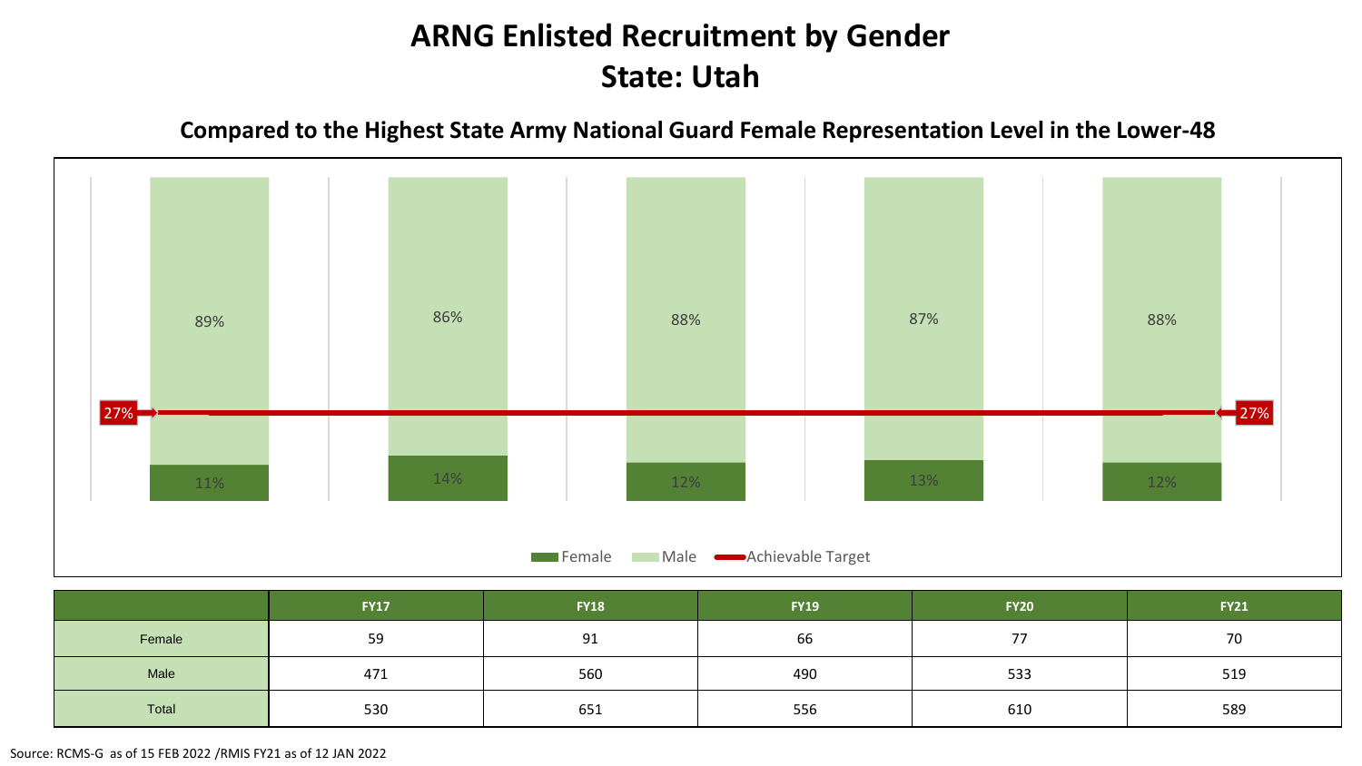# ARNG Enlisted Recruitment by Gender
# State: Utah

## Compared to the Highest State Army National Guard Female Representation Level in the Lower-48

| | FY17 | FY18 | FY19 | FY20 | FY21 |
|---|---|---|---|---|---|
| Female (%) | 11% | 14% | 12% | 13% | 12% |
| Male (%) | 89% | 86% | 88% | 87% | 88% |
| Achievable Target | 27% | 27% | 27% | 27% | 27% |

| | FY17 | FY18 | FY19 | FY20 | FY21 |
|---|---|---|---|---|---|
| Female | 59 | 91 | 66 | 77 | 70 |
| Male | 471 | 560 | 490 | 533 | 519 |
| Total | 530 | 651 | 556 | 610 | 589 |

Source: RCMS-G as of 15 FEB 2022 /RMIS FY21 as of 12 JAN 2022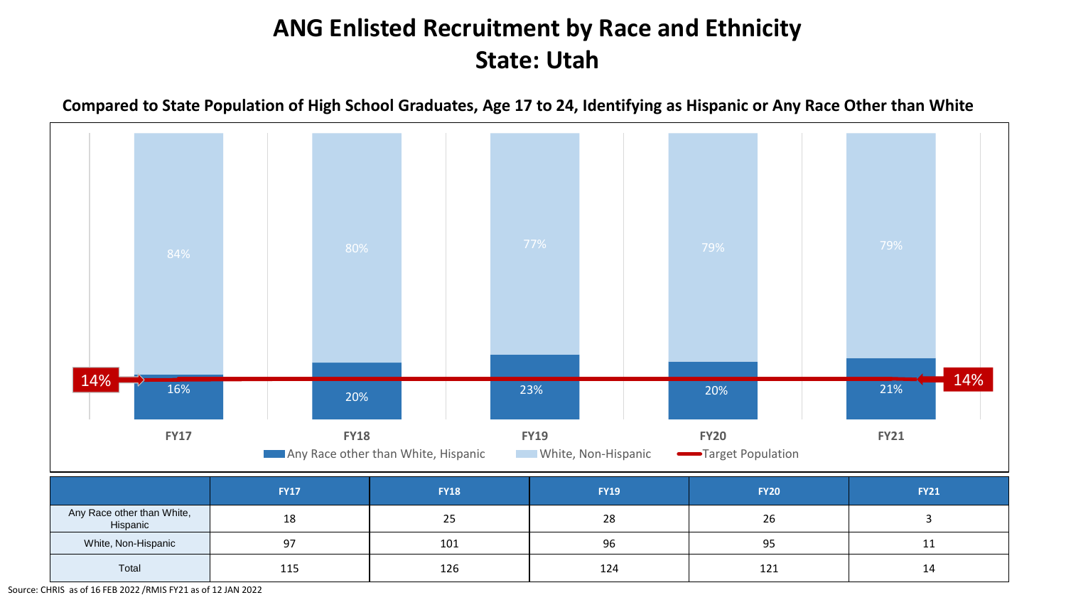# ANG Enlisted Recruitment by Race and Ethnicity
# State: Utah

**Compared to State Population of High School Graduates, Age 17 to 24, Identifying as Hispanic or Any Race Other than White**

| | FY17 | FY18 | FY19 | FY20 | FY21 |
|---|---|---|---|---|---|
| White, Non-Hispanic (%) | 84% | 80% | 77% | 79% | 79% |
| Any Race other than White, Hispanic (%) | 16% | 20% | 23% | 20% | 21% |
| Target Population | 14% | | | | 14% |

Any Race other than White, Hispanic | White, Non-Hispanic | Target Population

| | FY17 | FY18 | FY19 | FY20 | FY21 |
|---|---|---|---|---|---|
| Any Race other than White, Hispanic | 18 | 25 | 28 | 26 | 3 |
| White, Non-Hispanic | 97 | 101 | 96 | 95 | 11 |
| Total | 115 | 126 | 124 | 121 | 14 |

Source: CHRIS as of 16 FEB 2022 /RMIS FY21 as of 12 JAN 2022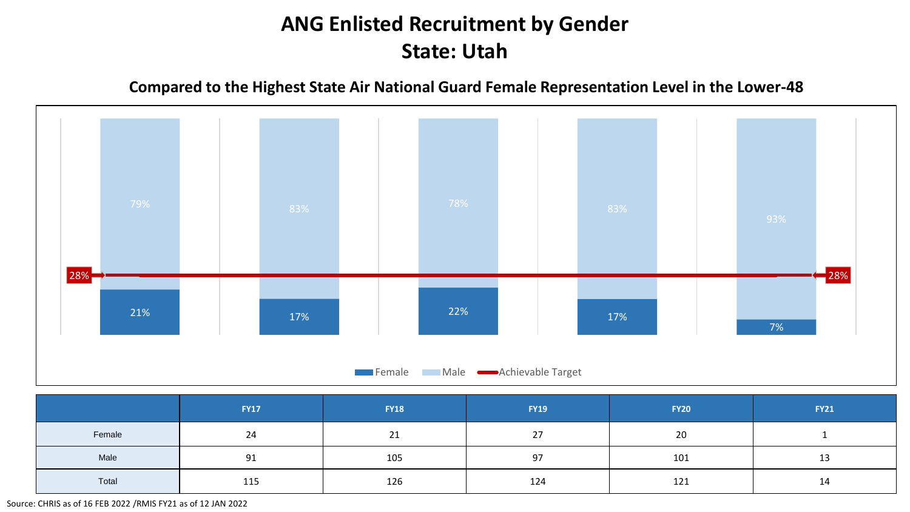# ANG Enlisted Recruitment by Gender
# State: Utah

## Compared to the Highest State Air National Guard Female Representation Level in the Lower-48

| | FY17 | FY18 | FY19 | FY20 | FY21 |
|---|---|---|---|---|---|
| Female | 21% | 17% | 22% | 17% | 7% |
| Male | 79% | 83% | 78% | 83% | 93% |
| Achievable Target | 28% | 28% | 28% | 28% | 28% |

| | FY17 | FY18 | FY19 | FY20 | FY21 |
|---|---|---|---|---|---|
| Female | 24 | 21 | 27 | 20 | 1 |
| Male | 91 | 105 | 97 | 101 | 13 |
| Total | 115 | 126 | 124 | 121 | 14 |

Source: CHRIS as of 16 FEB 2022 /RMIS FY21 as of 12 JAN 2022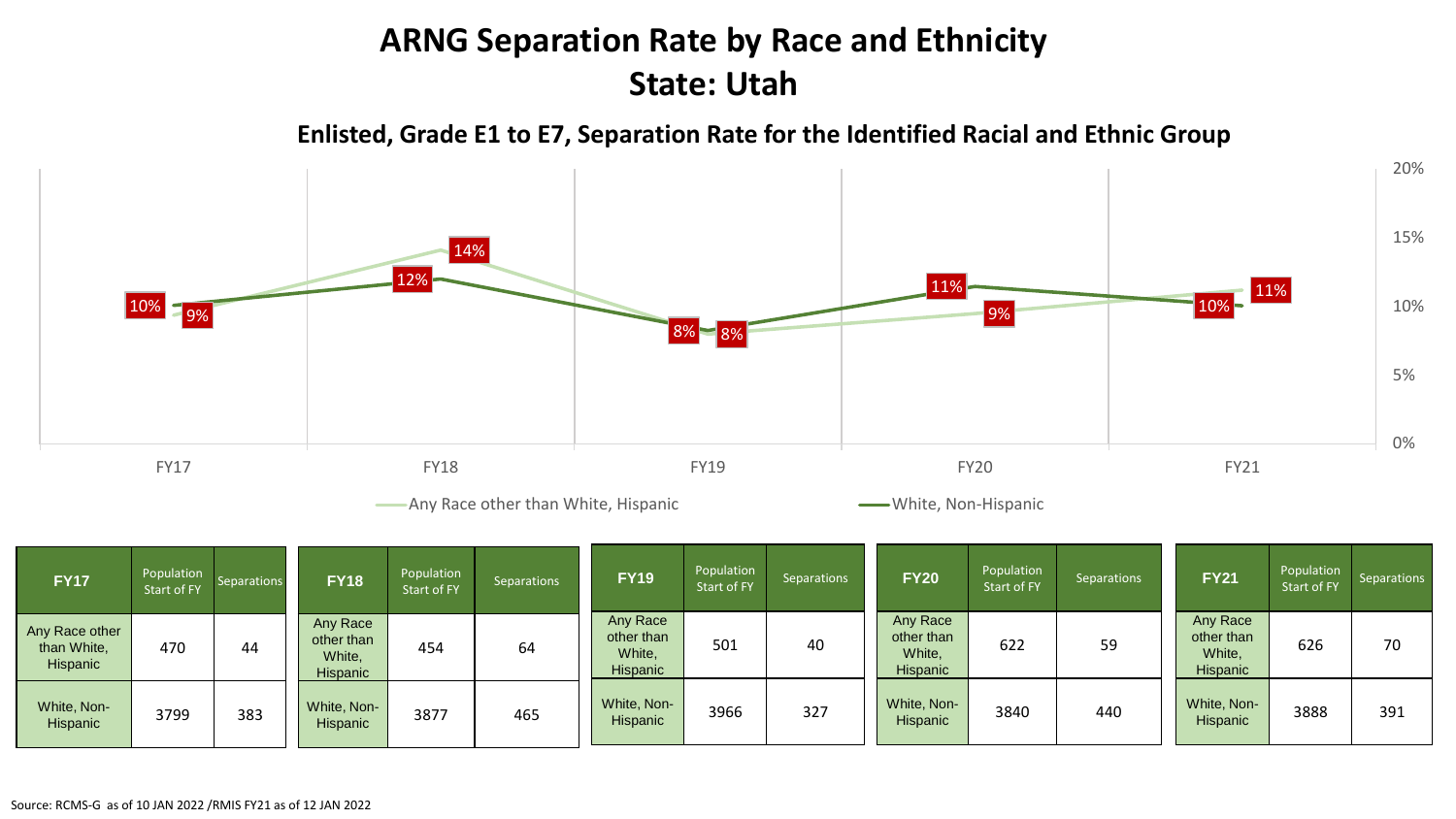# ARNG Separation Rate by Race and Ethnicity
# State: Utah

## Enlisted, Grade E1 to E7, Separation Rate for the Identified Racial and Ethnic Group

| | FY17 | FY18 | FY19 | FY20 | FY21 |
|---|---|---|---|---|---|
| Any Race other than White, Hispanic | 9% | 14% | 8% | 9% | 11% |
| White, Non-Hispanic | 10% | 12% | 8% | 11% | 10% |

| FY17 | Population Start of FY | Separations |
|---|---|---|
| Any Race other than White, Hispanic | 470 | 44 |
| White, Non-Hispanic | 3799 | 383 |

| FY18 | Population Start of FY | Separations |
|---|---|---|
| Any Race other than White, Hispanic | 454 | 64 |
| White, Non-Hispanic | 3877 | 465 |

| FY19 | Population Start of FY | Separations |
|---|---|---|
| Any Race other than White, Hispanic | 501 | 40 |
| White, Non-Hispanic | 3966 | 327 |

| FY20 | Population Start of FY | Separations |
|---|---|---|
| Any Race other than White, Hispanic | 622 | 59 |
| White, Non-Hispanic | 3840 | 440 |

| FY21 | Population Start of FY | Separations |
|---|---|---|
| Any Race other than White, Hispanic | 626 | 70 |
| White, Non-Hispanic | 3888 | 391 |

Source: RCMS-G as of 10 JAN 2022 /RMIS FY21 as of 12 JAN 2022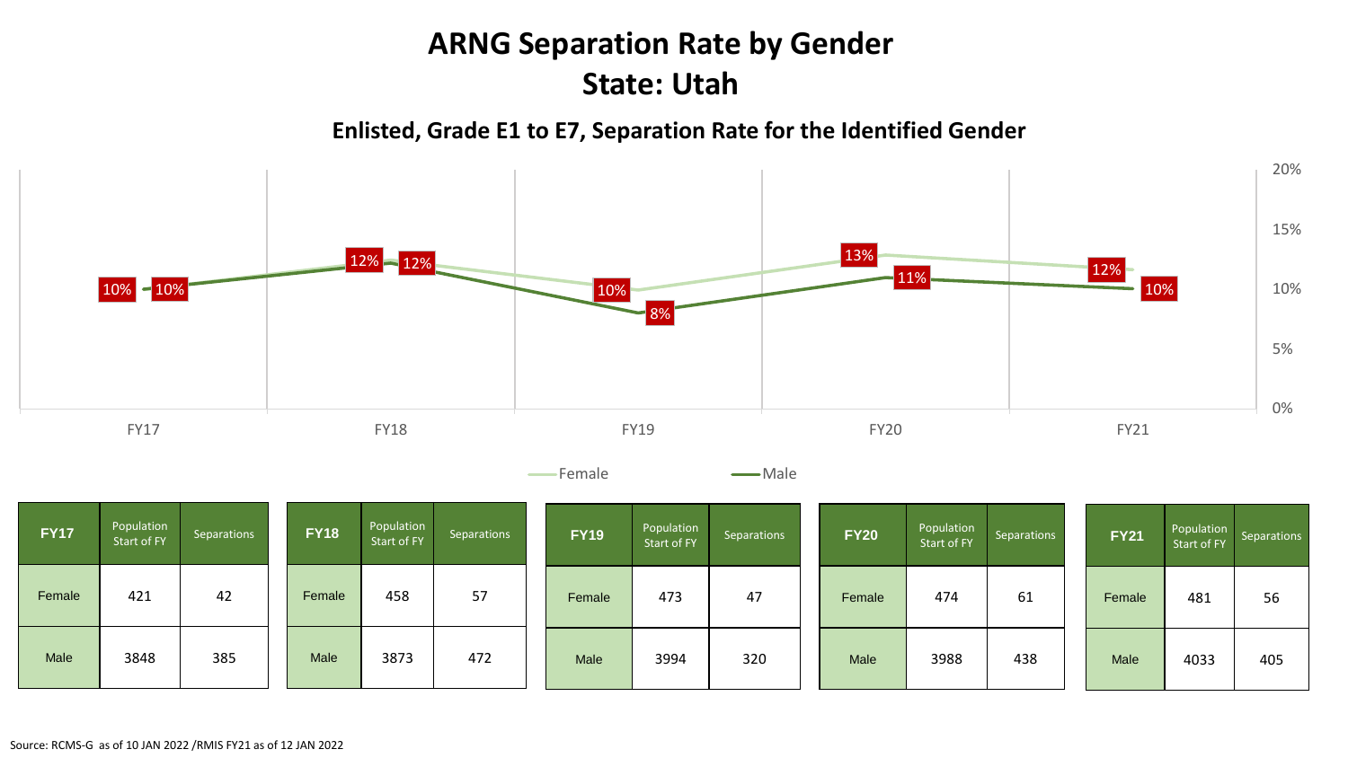# ARNG Separation Rate by Gender
# State: Utah

### Enlisted, Grade E1 to E7, Separation Rate for the Identified Gender

| | FY17 | FY18 | FY19 | FY20 | FY21 |
|---|---|---|---|---|---|
| Female | 10% | 12% | 10% | 13% | 12% |
| Male | 10% | 12% | 8% | 11% | 10% |

| FY17 | Population Start of FY | Separations |
|---|---|---|
| Female | 421 | 42 |
| Male | 3848 | 385 |

| FY18 | Population Start of FY | Separations |
|---|---|---|
| Female | 458 | 57 |
| Male | 3873 | 472 |

| FY19 | Population Start of FY | Separations |
|---|---|---|
| Female | 473 | 47 |
| Male | 3994 | 320 |

| FY20 | Population Start of FY | Separations |
|---|---|---|
| Female | 474 | 61 |
| Male | 3988 | 438 |

| FY21 | Population Start of FY | Separations |
|---|---|---|
| Female | 481 | 56 |
| Male | 4033 | 405 |

Source: RCMS-G as of 10 JAN 2022 /RMIS FY21 as of 12 JAN 2022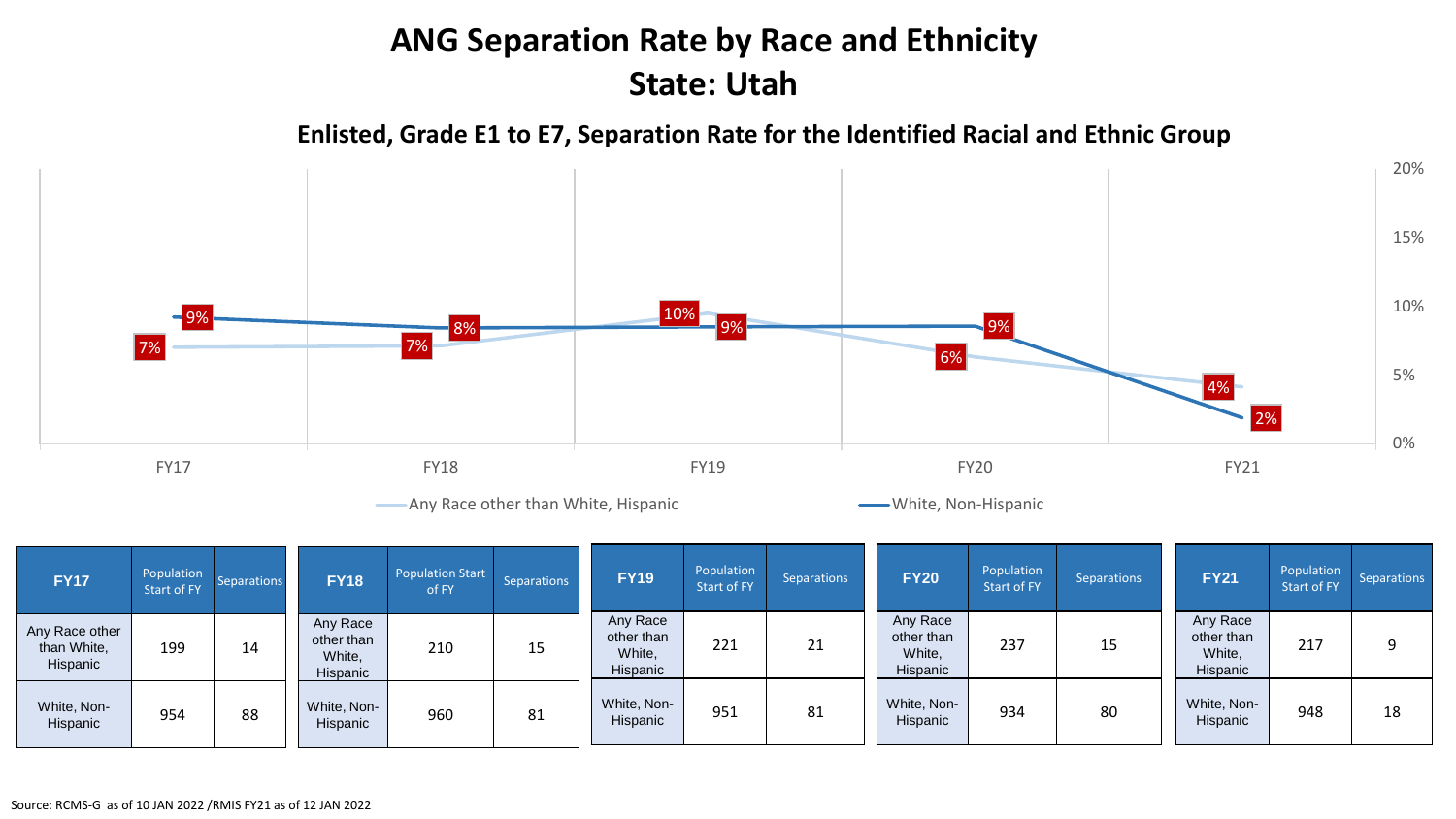# ANG Separation Rate by Race and Ethnicity
# State: Utah

### Enlisted, Grade E1 to E7, Separation Rate for the Identified Racial and Ethnic Group

| | FY17 | FY18 | FY19 | FY20 | FY21 |
|---|---|---|---|---|---|
| Any Race other than White, Hispanic | 7% | 7% | 10% | 6% | 4% |
| White, Non-Hispanic | 9% | 8% | 9% | 9% | 2% |

| FY17 | Population Start of FY | Separations |
|---|---|---|
| Any Race other than White, Hispanic | 199 | 14 |
| White, Non-Hispanic | 954 | 88 |

| FY18 | Population Start of FY | Separations |
|---|---|---|
| Any Race other than White, Hispanic | 210 | 15 |
| White, Non-Hispanic | 960 | 81 |

| FY19 | Population Start of FY | Separations |
|---|---|---|
| Any Race other than White, Hispanic | 221 | 21 |
| White, Non-Hispanic | 951 | 81 |

| FY20 | Population Start of FY | Separations |
|---|---|---|
| Any Race other than White, Hispanic | 237 | 15 |
| White, Non-Hispanic | 934 | 80 |

| FY21 | Population Start of FY | Separations |
|---|---|---|
| Any Race other than White, Hispanic | 217 | 9 |
| White, Non-Hispanic | 948 | 18 |

Source: RCMS-G as of 10 JAN 2022 /RMIS FY21 as of 12 JAN 2022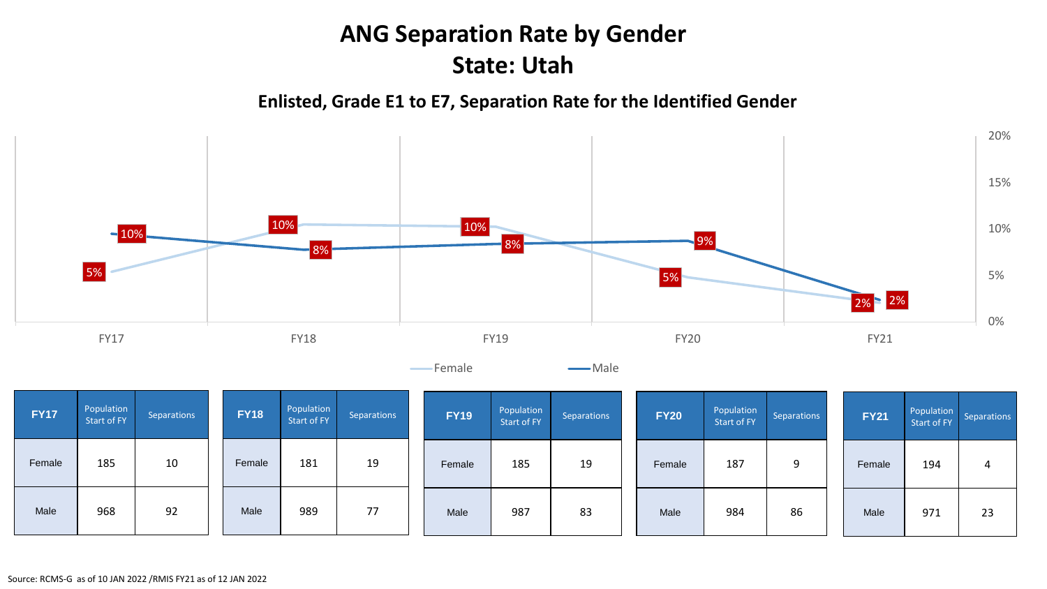# ANG Separation Rate by Gender
# State: Utah

### Enlisted, Grade E1 to E7, Separation Rate for the Identified Gender

20%
15%
10%
5%
0%

FY17 FY18 FY19 FY20 FY21

FY17: 10% (Male), 5% (Female)
FY18: 10% (Female), 8% (Male)
FY19: 10% (Female), 8% (Male)
FY20: 9% (Male), 5% (Female)
FY21: 2% (Female), 2% (Male)

Female
Male

| FY17 | Population Start of FY | Separations |
|---|---|---|
| Female | 185 | 10 |
| Male | 968 | 92 |

| FY18 | Population Start of FY | Separations |
|---|---|---|
| Female | 181 | 19 |
| Male | 989 | 77 |

| FY19 | Population Start of FY | Separations |
|---|---|---|
| Female | 185 | 19 |
| Male | 987 | 83 |

| FY20 | Population Start of FY | Separations |
|---|---|---|
| Female | 187 | 9 |
| Male | 984 | 86 |

| FY21 | Population Start of FY | Separations |
|---|---|---|
| Female | 194 | 4 |
| Male | 971 | 23 |

Source: RCMS-G as of 10 JAN 2022 /RMIS FY21 as of 12 JAN 2022